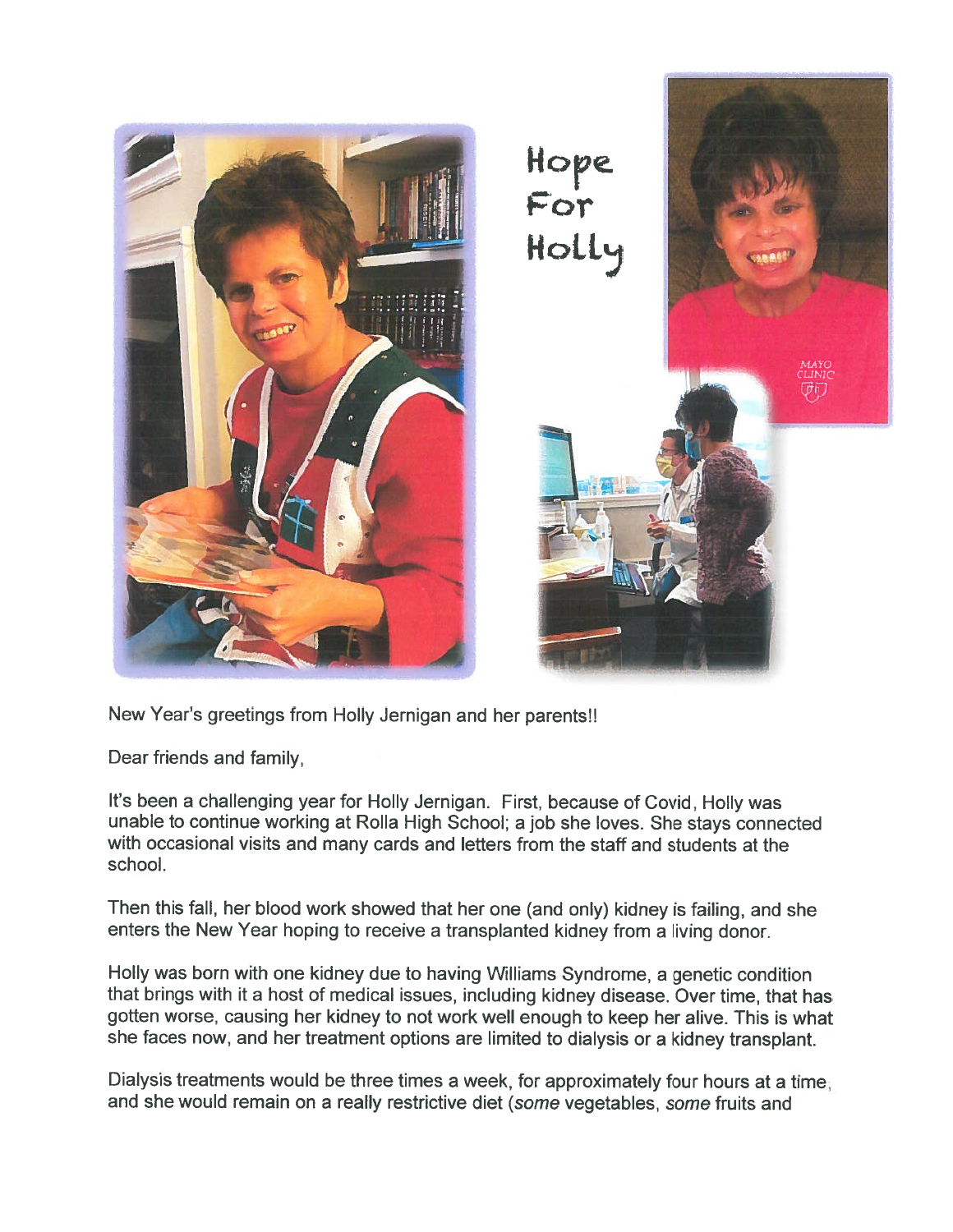# Hope For Holly

New Year's greetings from Holly Jernigan and her parents!!

Dear friends and family,

It's been a challenging year for Holly Jernigan. First, because of Covid, Holly was unable to continue working at Rolla High School; a job she loves. She stays connected with occasional visits and many cards and letters from the staff and students at the school.

Then this fall, her blood work showed that her one (and only) kidney is failing, and she enters the New Year hoping to receive a transplanted kidney from a living donor.

Holly was born with one kidney due to having Williams Syndrome, a genetic condition that brings with it a host of medical issues, including kidney disease. Over time, that has gotten worse, causing her kidney to not work well enough to keep her alive. This is what she faces now, and her treatment options are limited to dialysis or a kidney transplant.

Dialysis treatments would be three times a week, for approximately four hours at a time, and she would remain on a really restrictive diet (*some* vegetables, *some* fruits and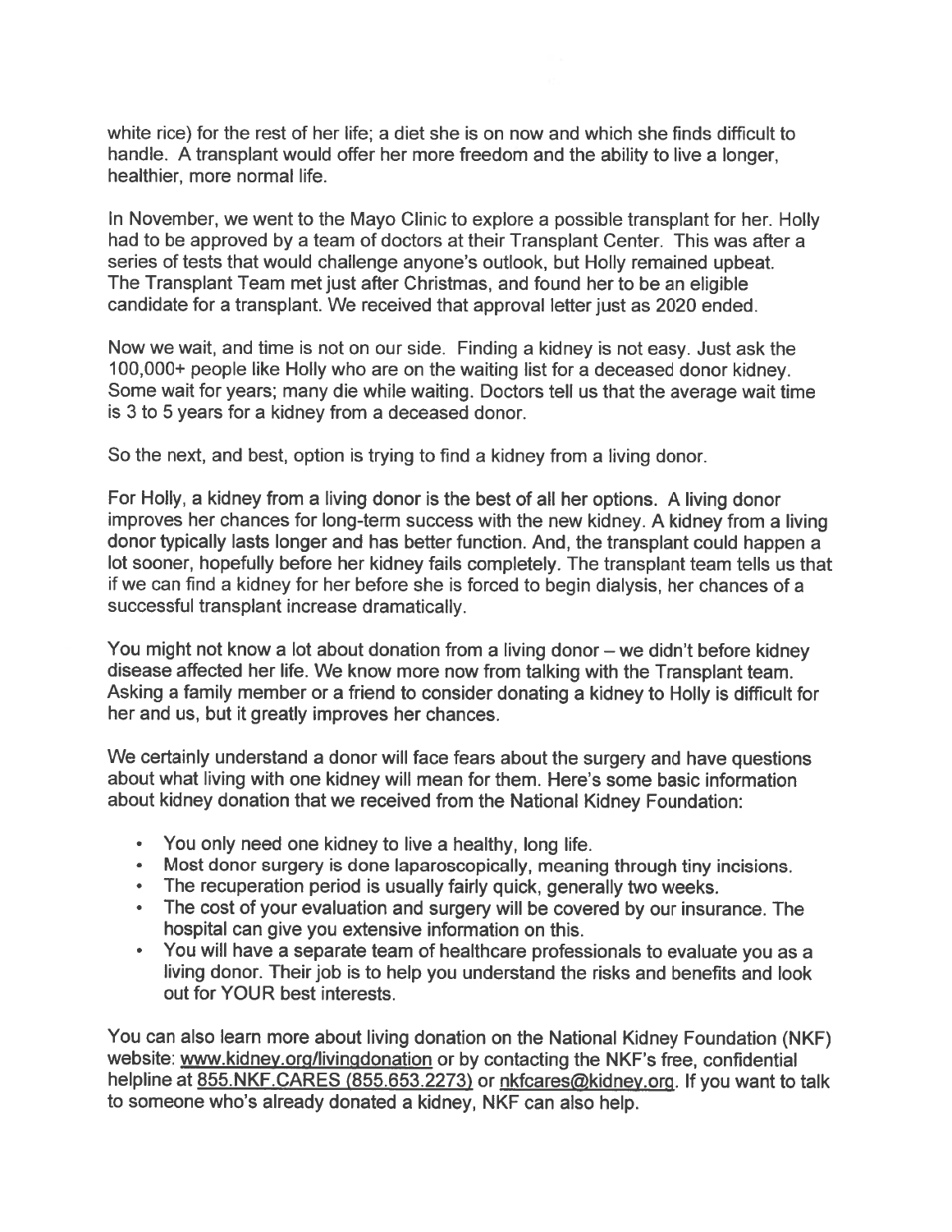white rice) for the rest of her life; a diet she is on now and which she finds difficult to handle. A transplant would offer her more freedom and the ability to live a longer, healthier, more normal life.

In November, we went to the Mayo Clinic to explore a possible transplant for her. Holly had to be approved by a team of doctors at their Transplant Center. This was after a series of tests that would challenge anyone's outlook, but Holly remained upbeat. The Transplant Team met just after Christmas, and found her to be an eligible candidate for a transplant. We received that approval letter just as 2020 ended.

Now we wait, and time is not on our side. Finding a kidney is not easy. Just ask the 100,000+ people like Holly who are on the waiting list for a deceased donor kidney. Some wait for years; many die while waiting. Doctors tell us that the average wait time is 3 to 5 years for a kidney from a deceased donor.

So the next, and best, option is trying to find a kidney from a living donor.

For Holly, a kidney from a living donor is the best of all her options. A living donor improves her chances for long-term success with the new kidney. A kidney from a living donor typically lasts longer and has better function. And, the transplant could happen a lot sooner, hopefully before her kidney fails completely. The transplant team tells us that if we can find a kidney for her before she is forced to begin dialysis, her chances of a successful transplant increase dramatically.

You might not know a lot about donation from a living donor – we didn't before kidney disease affected her life. We know more now from talking with the Transplant team. Asking a family member or a friend to consider donating a kidney to Holly is difficult for her and us, but it greatly improves her chances.

We certainly understand a donor will face fears about the surgery and have questions about what living with one kidney will mean for them. Here's some basic information about kidney donation that we received from the National Kidney Foundation:

- You only need one kidney to live a healthy, long life.
- Most donor surgery is done laparoscopically, meaning through tiny incisions.
- The recuperation period is usually fairly quick, generally two weeks.
- The cost of your evaluation and surgery will be covered by our insurance. The hospital can give you extensive information on this.
- You will have a separate team of healthcare professionals to evaluate you as a living donor. Their job is to help you understand the risks and benefits and look out for YOUR best interests.

You can also learn more about living donation on the National Kidney Foundation (NKF) website: www.kidney.org/livingdonation or by contacting the NKF's free, confidential helpline at 855.NKF.CARES (855.653.2273) or nkfcares@kidney.org. If you want to talk to someone who's already donated a kidney, NKF can also help.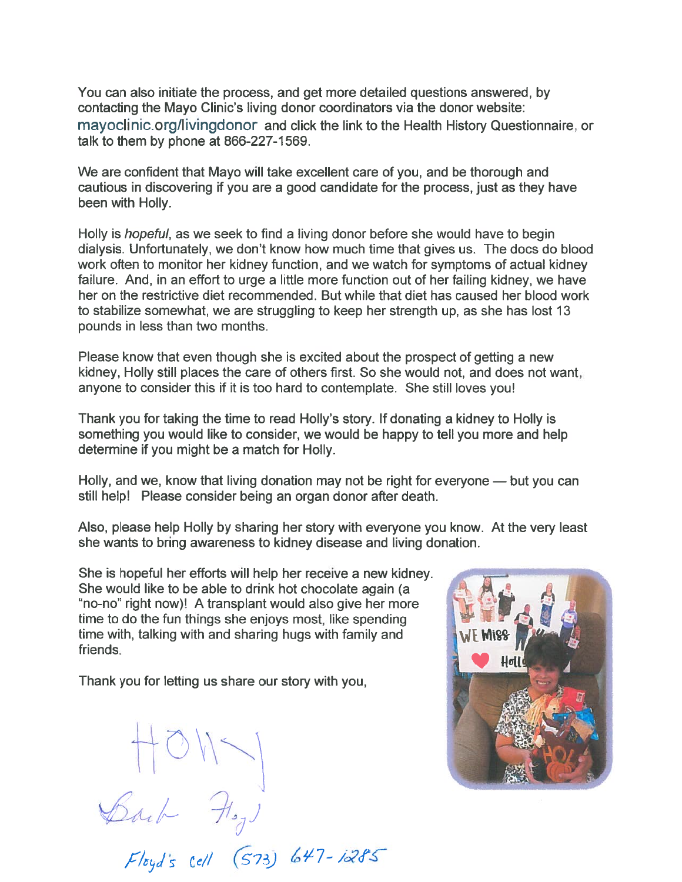You can also initiate the process, and get more detailed questions answered, by contacting the Mayo Clinic's living donor coordinators via the donor website: mayoclinic.org/livingdonor and click the link to the Health History Questionnaire, or talk to them by phone at 866-227-1569.

We are confident that Mayo will take excellent care of you, and be thorough and cautious in discovering if you are a good candidate for the process, just as they have been with Holly.

Holly is *hopeful*, as we seek to find a living donor before she would have to begin dialysis. Unfortunately, we don't know how much time that gives us. The docs do blood work often to monitor her kidney function, and we watch for symptoms of actual kidney failure. And, in an effort to urge a little more function out of her failing kidney, we have her on the restrictive diet recommended. But while that diet has caused her blood work to stabilize somewhat, we are struggling to keep her strength up, as she has lost 13 pounds in less than two months.

Please know that even though she is excited about the prospect of getting a new kidney, Holly still places the care of others first. So she would not, and does not want, anyone to consider this if it is too hard to contemplate. She still loves you!

Thank you for taking the time to read Holly's story. If donating a kidney to Holly is something you would like to consider, we would be happy to tell you more and help determine if you might be a match for Holly.

Holly, and we, know that living donation may not be right for everyone — but you can still help! Please consider being an organ donor after death.

Also, please help Holly by sharing her story with everyone you know. At the very least she wants to bring awareness to kidney disease and living donation.

She is hopeful her efforts will help her receive a new kidney. She would like to be able to drink hot chocolate again (a "no-no" right now)! A transplant would also give her more time to do the fun things she enjoys most, like spending time with, talking with and sharing hugs with family and friends.

Thank you for letting us share our story with you,

Holly

Barb Floyd

Floyd's cell (573) 647-1285